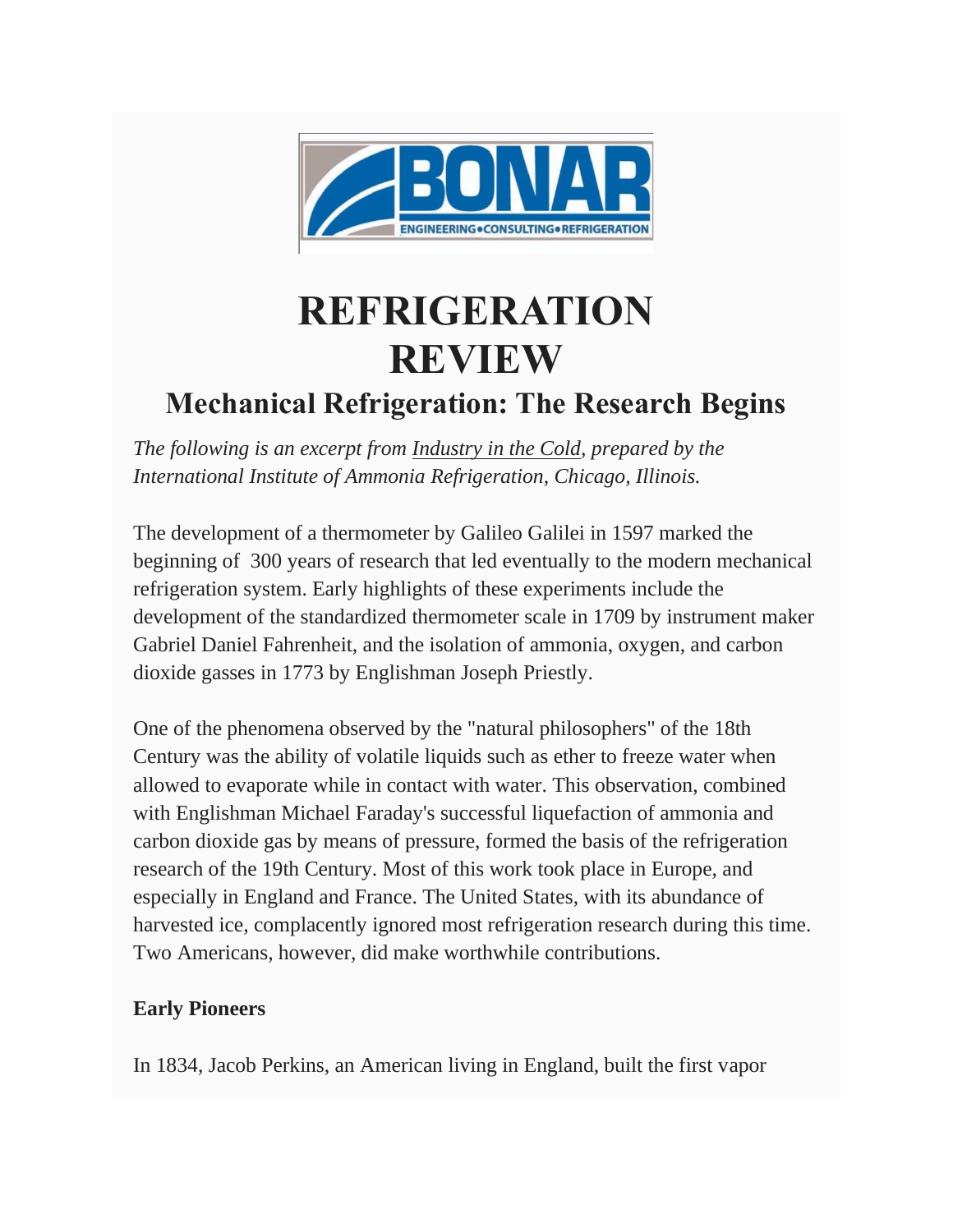# REFRIGERATION REVIEW

## Mechanical Refrigeration: The Research Begins

*The following is an excerpt from Industry in the Cold, prepared by the International Institute of Ammonia Refrigeration, Chicago, Illinois.*

The development of a thermometer by Galileo Galilei in 1597 marked the beginning of 300 years of research that led eventually to the modern mechanical refrigeration system. Early highlights of these experiments include the development of the standardized thermometer scale in 1709 by instrument maker Gabriel Daniel Fahrenheit, and the isolation of ammonia, oxygen, and carbon dioxide gasses in 1773 by Englishman Joseph Priestly.

One of the phenomena observed by the "natural philosophers" of the 18th Century was the ability of volatile liquids such as ether to freeze water when allowed to evaporate while in contact with water. This observation, combined with Englishman Michael Faraday's successful liquefaction of ammonia and carbon dioxide gas by means of pressure, formed the basis of the refrigeration research of the 19th Century. Most of this work took place in Europe, and especially in England and France. The United States, with its abundance of harvested ice, complacently ignored most refrigeration research during this time. Two Americans, however, did make worthwhile contributions.

**Early Pioneers**

In 1834, Jacob Perkins, an American living in England, built the first vapor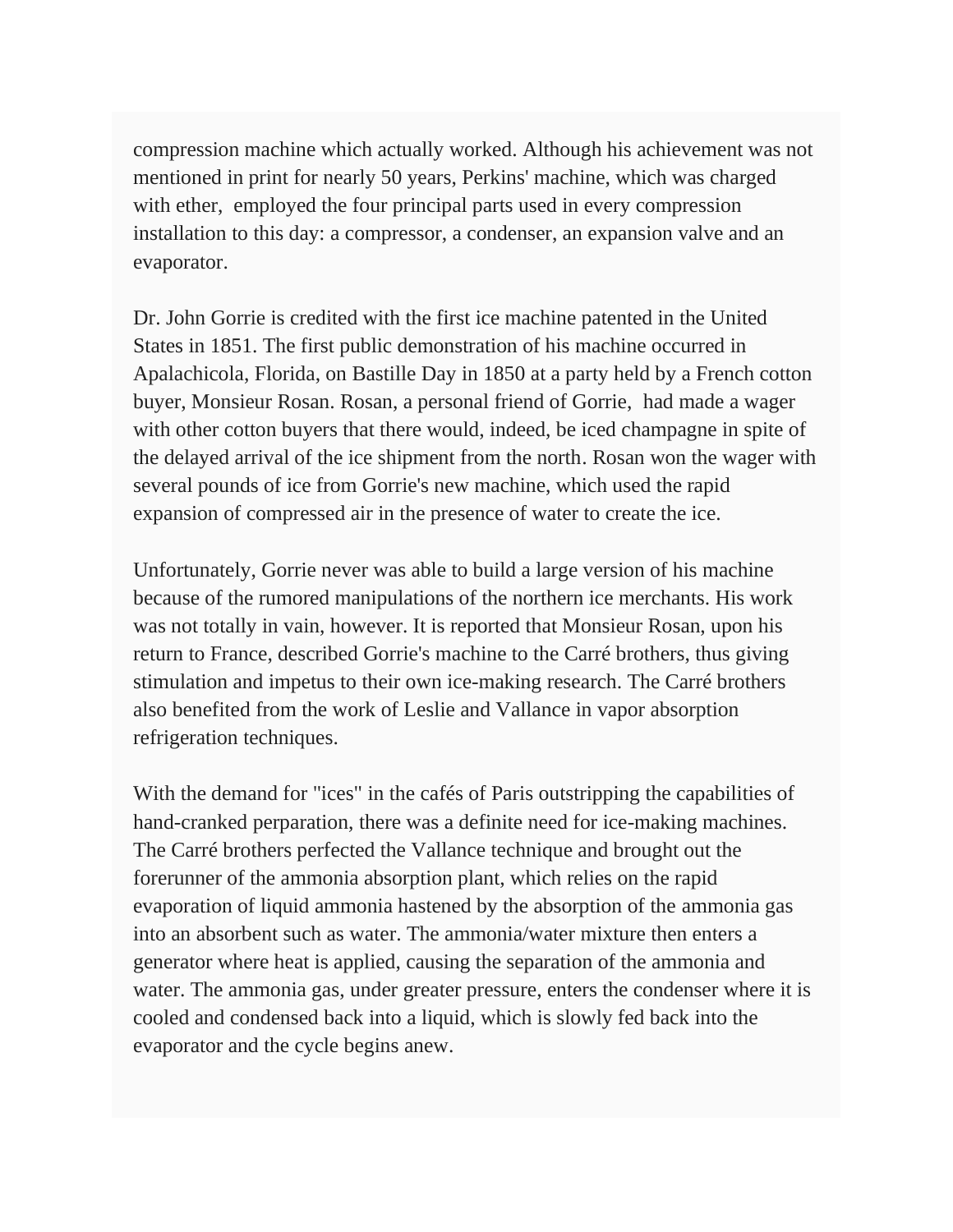compression machine which actually worked. Although his achievement was not mentioned in print for nearly 50 years, Perkins' machine, which was charged with ether, employed the four principal parts used in every compression installation to this day: a compressor, a condenser, an expansion valve and an evaporator.

Dr. John Gorrie is credited with the first ice machine patented in the United States in 1851. The first public demonstration of his machine occurred in Apalachicola, Florida, on Bastille Day in 1850 at a party held by a French cotton buyer, Monsieur Rosan. Rosan, a personal friend of Gorrie, had made a wager with other cotton buyers that there would, indeed, be iced champagne in spite of the delayed arrival of the ice shipment from the north. Rosan won the wager with several pounds of ice from Gorrie's new machine, which used the rapid expansion of compressed air in the presence of water to create the ice.

Unfortunately, Gorrie never was able to build a large version of his machine because of the rumored manipulations of the northern ice merchants. His work was not totally in vain, however. It is reported that Monsieur Rosan, upon his return to France, described Gorrie's machine to the Carré brothers, thus giving stimulation and impetus to their own ice-making research. The Carré brothers also benefited from the work of Leslie and Vallance in vapor absorption refrigeration techniques.

With the demand for "ices" in the cafés of Paris outstripping the capabilities of hand-cranked perparation, there was a definite need for ice-making machines. The Carré brothers perfected the Vallance technique and brought out the forerunner of the ammonia absorption plant, which relies on the rapid evaporation of liquid ammonia hastened by the absorption of the ammonia gas into an absorbent such as water. The ammonia/water mixture then enters a generator where heat is applied, causing the separation of the ammonia and water. The ammonia gas, under greater pressure, enters the condenser where it is cooled and condensed back into a liquid, which is slowly fed back into the evaporator and the cycle begins anew.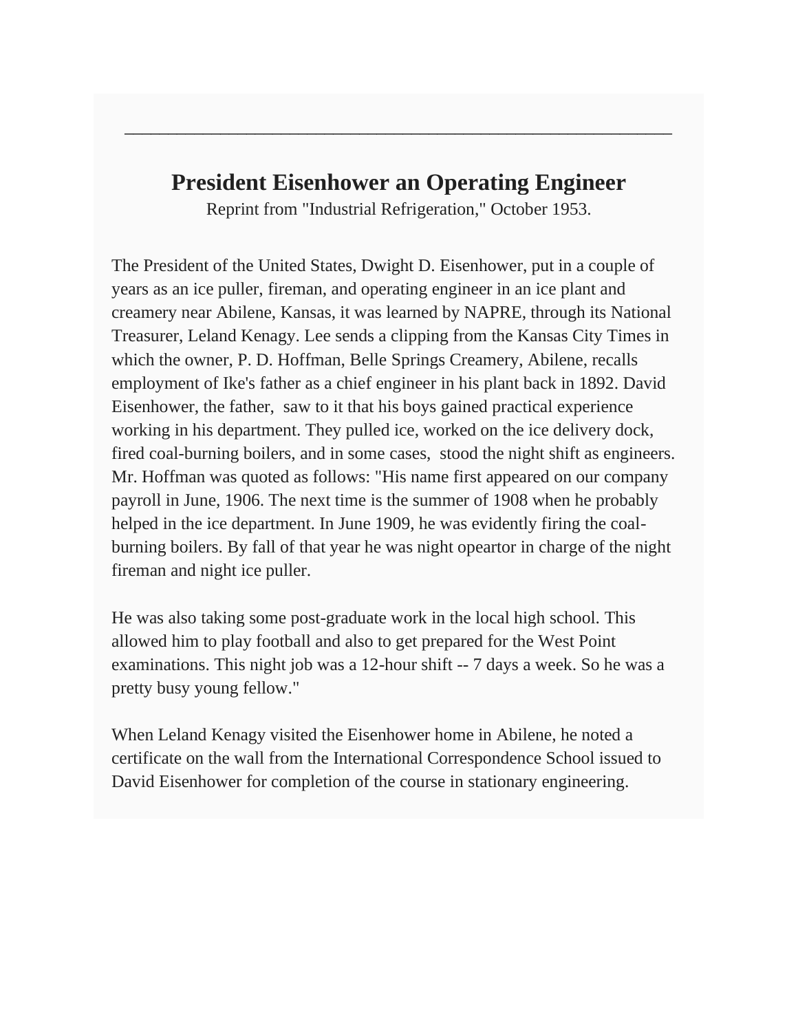---

## President Eisenhower an Operating Engineer

Reprint from "Industrial Refrigeration," October 1953.

The President of the United States, Dwight D. Eisenhower, put in a couple of years as an ice puller, fireman, and operating engineer in an ice plant and creamery near Abilene, Kansas, it was learned by NAPRE, through its National Treasurer, Leland Kenagy. Lee sends a clipping from the Kansas City Times in which the owner, P. D. Hoffman, Belle Springs Creamery, Abilene, recalls employment of Ike's father as a chief engineer in his plant back in 1892. David Eisenhower, the father, saw to it that his boys gained practical experience working in his department. They pulled ice, worked on the ice delivery dock, fired coal-burning boilers, and in some cases, stood the night shift as engineers. Mr. Hoffman was quoted as follows: "His name first appeared on our company payroll in June, 1906. The next time is the summer of 1908 when he probably helped in the ice department. In June 1909, he was evidently firing the coal-burning boilers. By fall of that year he was night opeartor in charge of the night fireman and night ice puller.

He was also taking some post-graduate work in the local high school. This allowed him to play football and also to get prepared for the West Point examinations. This night job was a 12-hour shift -- 7 days a week. So he was a pretty busy young fellow."

When Leland Kenagy visited the Eisenhower home in Abilene, he noted a certificate on the wall from the International Correspondence School issued to David Eisenhower for completion of the course in stationary engineering.